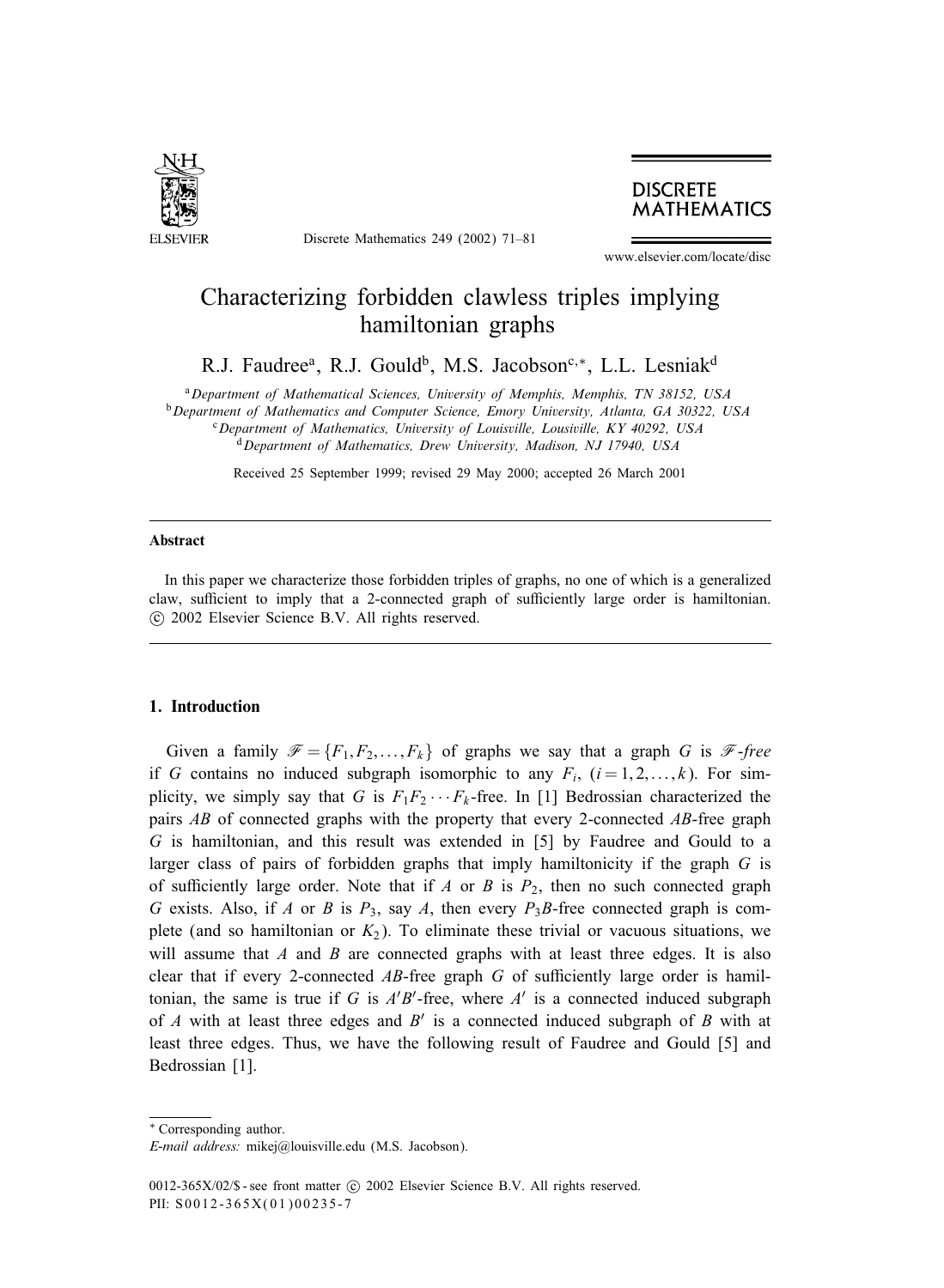# Characterizing forbidden clawless triples implying hamiltonian graphs

R.J. Faudree[a], R.J. Gould[b], M.S. Jacobson[c,*], L.L. Lesniak[d]

[a] *Department of Mathematical Sciences, University of Memphis, Memphis, TN 38152, USA*
[b] *Department of Mathematics and Computer Science, Emory University, Atlanta, GA 30322, USA*
[c] *Department of Mathematics, University of Louisville, Lousiville, KY 40292, USA*
[d] *Department of Mathematics, Drew University, Madison, NJ 17940, USA*

Received 25 September 1999; revised 29 May 2000; accepted 26 March 2001

## Abstract

In this paper we characterize those forbidden triples of graphs, no one of which is a generalized claw, sufficient to imply that a 2-connected graph of sufficiently large order is hamiltonian. © 2002 Elsevier Science B.V. All rights reserved.

## 1. Introduction

Given a family $\mathscr{F} = \{F_1, F_2, \ldots, F_k\}$ of graphs we say that a graph $G$ is $\mathscr{F}$*-free* if $G$ contains no induced subgraph isomorphic to any $F_i$, $(i = 1, 2, \ldots, k)$. For simplicity, we simply say that $G$ is $F_1F_2\cdots F_k$-free. In [1] Bedrossian characterized the pairs $AB$ of connected graphs with the property that every 2-connected $AB$-free graph $G$ is hamiltonian, and this result was extended in [5] by Faudree and Gould to a larger class of pairs of forbidden graphs that imply hamiltonicity if the graph $G$ is of sufficiently large order. Note that if $A$ or $B$ is $P_2$, then no such connected graph $G$ exists. Also, if $A$ or $B$ is $P_3$, say $A$, then every $P_3B$-free connected graph is complete (and so hamiltonian or $K_2$). To eliminate these trivial or vacuous situations, we will assume that $A$ and $B$ are connected graphs with at least three edges. It is also clear that if every 2-connected $AB$-free graph $G$ of sufficiently large order is hamiltonian, the same is true if $G$ is $A'B'$-free, where $A'$ is a connected induced subgraph of $A$ with at least three edges and $B'$ is a connected induced subgraph of $B$ with at least three edges. Thus, we have the following result of Faudree and Gould [5] and Bedrossian [1].

---

* Corresponding author.
*E-mail address:* mikej@louisville.edu (M.S. Jacobson).

0012-365X/02/$ - see front matter © 2002 Elsevier Science B.V. All rights reserved.
PII: S0012-365X(01)00235-7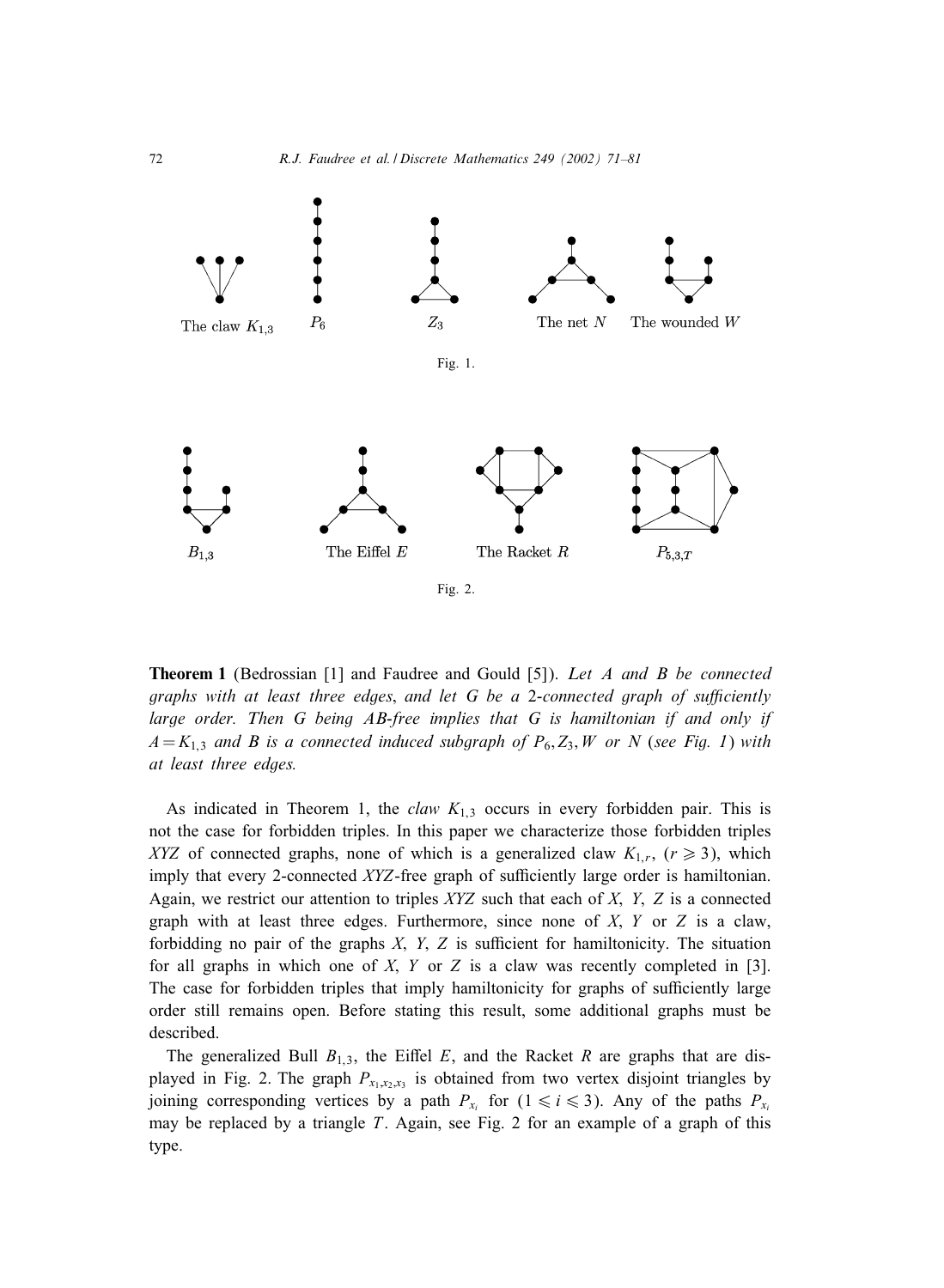The claw $K_{1,3}$ $\quad P_6 \quad Z_3 \quad$ The net $N$ $\quad$ The wounded $W$

Fig. 1.

$B_{1,3} \quad$ The Eiffel $E$ $\quad$ The Racket $R$ $\quad P_{5,3,T}$

Fig. 2.

**Theorem 1** (Bedrossian [1] and Faudree and Gould [5]). *Let A and B be connected graphs with at least three edges, and let G be a 2-connected graph of sufficiently large order. Then G being AB-free implies that G is hamiltonian if and only if $A = K_{1,3}$ and B is a connected induced subgraph of $P_6, Z_3, W$ or N (see Fig. 1) with at least three edges.*

As indicated in Theorem 1, the *claw* $K_{1,3}$ occurs in every forbidden pair. This is not the case for forbidden triples. In this paper we characterize those forbidden triples $XYZ$ of connected graphs, none of which is a generalized claw $K_{1,r}$, $(r \geqslant 3)$, which imply that every 2-connected $XYZ$-free graph of sufficiently large order is hamiltonian. Again, we restrict our attention to triples $XYZ$ such that each of $X$, $Y$, $Z$ is a connected graph with at least three edges. Furthermore, since none of $X$, $Y$ or $Z$ is a claw, forbidding no pair of the graphs $X$, $Y$, $Z$ is sufficient for hamiltonicity. The situation for all graphs in which one of $X$, $Y$ or $Z$ is a claw was recently completed in [3]. The case for forbidden triples that imply hamiltonicity for graphs of sufficiently large order still remains open. Before stating this result, some additional graphs must be described.

The generalized Bull $B_{1,3}$, the Eiffel $E$, and the Racket $R$ are graphs that are displayed in Fig. 2. The graph $P_{x_1,x_2,x_3}$ is obtained from two vertex disjoint triangles by joining corresponding vertices by a path $P_{x_i}$ for $(1 \leqslant i \leqslant 3)$. Any of the paths $P_{x_i}$ may be replaced by a triangle $T$. Again, see Fig. 2 for an example of a graph of this type.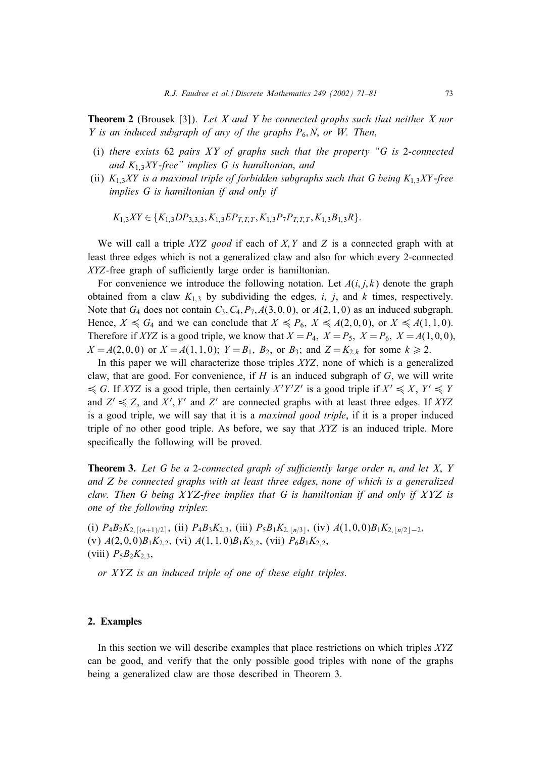**Theorem 2** (Brousek [3]). *Let $X$ and $Y$ be connected graphs such that neither $X$ nor $Y$ is an induced subgraph of any of the graphs $P_6, N$, or $W$. Then*,

(i) *there exists* 62 *pairs* $XY$ *of graphs such that the property "$G$ is* 2*-connected and $K_{1,3}XY$-free" implies $G$ is hamiltonian, and*

(ii) $K_{1,3}XY$ *is a maximal triple of forbidden subgraphs such that $G$ being $K_{1,3}XY$-free implies $G$ is hamiltonian if and only if*

$$K_{1,3}XY \in \{K_{1,3}DP_{3,3,3}, K_{1,3}EP_{T,T,T}, K_{1,3}P_7P_{T,T,T}, K_{1,3}B_{1,3}R\}.$$

We will call a triple $XYZ$ *good* if each of $X, Y$ and $Z$ is a connected graph with at least three edges which is not a generalized claw and also for which every 2-connected $XYZ$-free graph of sufficiently large order is hamiltonian.

For convenience we introduce the following notation. Let $A(i,j,k)$ denote the graph obtained from a claw $K_{1,3}$ by subdividing the edges, $i$, $j$, and $k$ times, respectively. Note that $G_4$ does not contain $C_3, C_4, P_7, A(3,0,0)$, or $A(2,1,0)$ as an induced subgraph. Hence, $X \preccurlyeq G_4$ and we can conclude that $X \preccurlyeq P_6$, $X \preccurlyeq A(2,0,0)$, or $X \preccurlyeq A(1,1,0)$. Therefore if $XYZ$ is a good triple, we know that $X = P_4$, $X = P_5$, $X = P_6$, $X = A(1,0,0)$, $X = A(2,0,0)$ or $X = A(1,1,0)$; $Y = B_1$, $B_2$, or $B_3$; and $Z = K_{2,k}$ for some $k \geqslant 2$.

In this paper we will characterize those triples $XYZ$, none of which is a generalized claw, that are good. For convenience, if $H$ is an induced subgraph of $G$, we will write $\preccurlyeq G$. If $XYZ$ is a good triple, then certainly $X'Y'Z'$ is a good triple if $X' \preccurlyeq X$, $Y' \preccurlyeq Y$ and $Z' \preccurlyeq Z$, and $X', Y'$ and $Z'$ are connected graphs with at least three edges. If $XYZ$ is a good triple, we will say that it is a *maximal good triple*, if it is a proper induced triple of no other good triple. As before, we say that $XYZ$ is an induced triple. More specifically the following will be proved.

**Theorem 3.** *Let $G$ be a* 2*-connected graph of sufficiently large order $n$, and let $X$, $Y$ and $Z$ be connected graphs with at least three edges, none of which is a generalized claw. Then $G$ being $XYZ$-free implies that $G$ is hamiltonian if and only if $XYZ$ is one of the following triples*:

(i) $P_4B_2K_{2,\lceil (n+1)/2 \rceil}$, (ii) $P_4B_3K_{2,3}$, (iii) $P_5B_1K_{2,\lfloor n/3 \rfloor}$, (iv) $A(1,0,0)B_1K_{2,\lfloor n/2 \rfloor -2}$,
(v) $A(2,0,0)B_1K_{2,2}$, (vi) $A(1,1,0)B_1K_{2,2}$, (vii) $P_6B_1K_{2,2}$,
(viii) $P_5B_2K_{2,3}$,

*or $XYZ$ is an induced triple of one of these eight triples.*

## 2. Examples

In this section we will describe examples that place restrictions on which triples $XYZ$ can be good, and verify that the only possible good triples with none of the graphs being a generalized claw are those described in Theorem 3.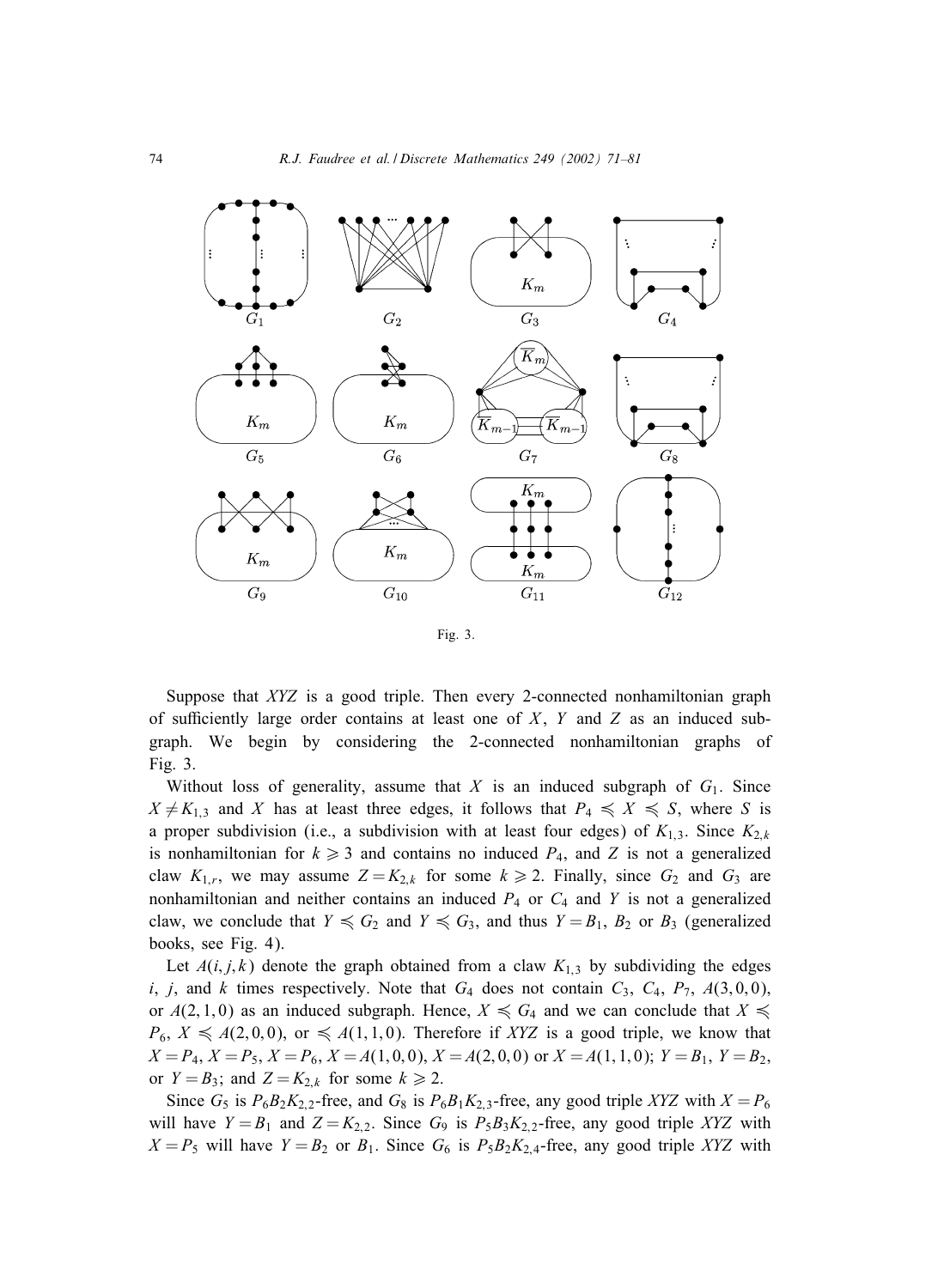Fig. 3.

Suppose that $XYZ$ is a good triple. Then every 2-connected nonhamiltonian graph of sufficiently large order contains at least one of $X$, $Y$ and $Z$ as an induced subgraph. We begin by considering the 2-connected nonhamiltonian graphs of Fig. 3.

Without loss of generality, assume that $X$ is an induced subgraph of $G_1$. Since $X \neq K_{1,3}$ and $X$ has at least three edges, it follows that $P_4 \preccurlyeq X \preccurlyeq S$, where $S$ is a proper subdivision (i.e., a subdivision with at least four edges) of $K_{1,3}$. Since $K_{2,k}$ is nonhamiltonian for $k \geqslant 3$ and contains no induced $P_4$, and $Z$ is not a generalized claw $K_{1,r}$, we may assume $Z = K_{2,k}$ for some $k \geqslant 2$. Finally, since $G_2$ and $G_3$ are nonhamiltonian and neither contains an induced $P_4$ or $C_4$ and $Y$ is not a generalized claw, we conclude that $Y \preccurlyeq G_2$ and $Y \preccurlyeq G_3$, and thus $Y = B_1$, $B_2$ or $B_3$ (generalized books, see Fig. 4).

Let $A(i,j,k)$ denote the graph obtained from a claw $K_{1,3}$ by subdividing the edges $i$, $j$, and $k$ times respectively. Note that $G_4$ does not contain $C_3$, $C_4$, $P_7$, $A(3,0,0)$, or $A(2,1,0)$ as an induced subgraph. Hence, $X \preccurlyeq G_4$ and we can conclude that $X \preccurlyeq P_6$, $X \preccurlyeq A(2,0,0)$, or $\preccurlyeq A(1,1,0)$. Therefore if $XYZ$ is a good triple, we know that $X = P_4$, $X = P_5$, $X = P_6$, $X = A(1,0,0)$, $X = A(2,0,0)$ or $X = A(1,1,0)$; $Y = B_1$, $Y = B_2$, or $Y = B_3$; and $Z = K_{2,k}$ for some $k \geqslant 2$.

Since $G_5$ is $P_6B_2K_{2,2}$-free, and $G_8$ is $P_6B_1K_{2,3}$-free, any good triple $XYZ$ with $X = P_6$ will have $Y = B_1$ and $Z = K_{2,2}$. Since $G_9$ is $P_5B_3K_{2,2}$-free, any good triple $XYZ$ with $X = P_5$ will have $Y = B_2$ or $B_1$. Since $G_6$ is $P_5B_2K_{2,4}$-free, any good triple $XYZ$ with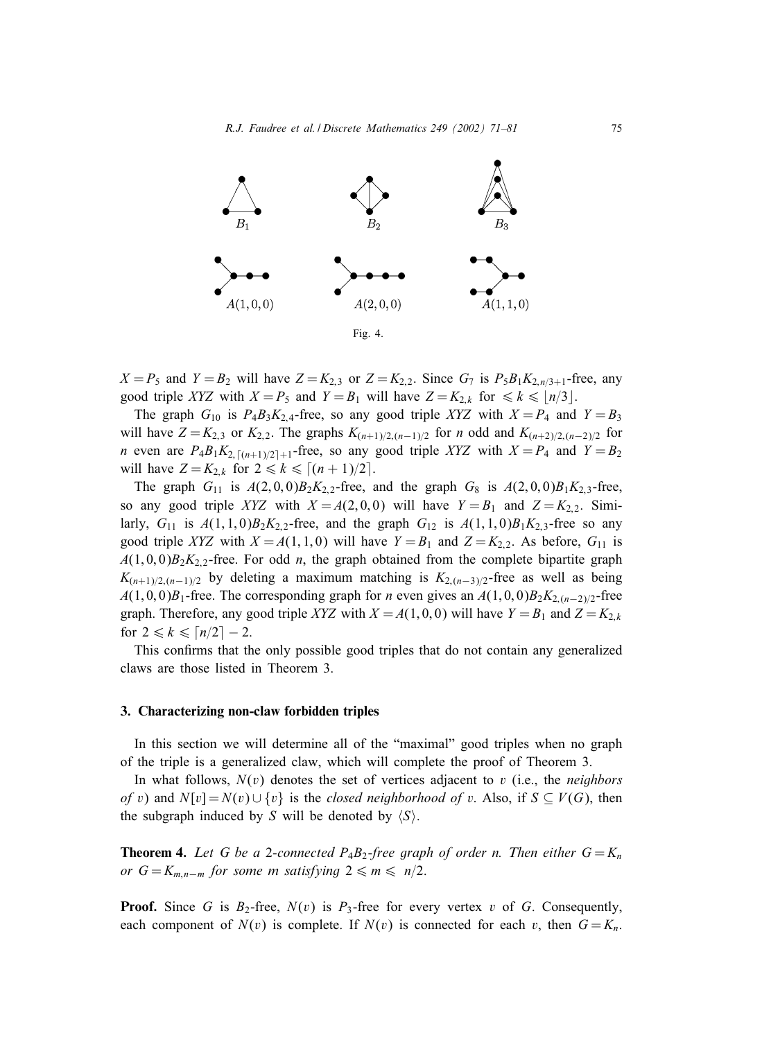Fig. 4.

$X = P_5$ and $Y = B_2$ will have $Z = K_{2,3}$ or $Z = K_{2,2}$. Since $G_7$ is $P_5B_1K_{2,n/3+1}$-free, any good triple $XYZ$ with $X = P_5$ and $Y = B_1$ will have $Z = K_{2,k}$ for $\leqslant k \leqslant \lfloor n/3 \rfloor$.

The graph $G_{10}$ is $P_4B_3K_{2,4}$-free, so any good triple $XYZ$ with $X = P_4$ and $Y = B_3$ will have $Z = K_{2,3}$ or $K_{2,2}$. The graphs $K_{(n+1)/2,(n-1)/2}$ for $n$ odd and $K_{(n+2)/2,(n-2)/2}$ for $n$ even are $P_4B_1K_{2,\lceil (n+1)/2 \rceil +1}$-free, so any good triple $XYZ$ with $X = P_4$ and $Y = B_2$ will have $Z = K_{2,k}$ for $2 \leqslant k \leqslant \lceil (n+1)/2 \rceil$.

The graph $G_{11}$ is $A(2,0,0)B_2K_{2,2}$-free, and the graph $G_8$ is $A(2,0,0)B_1K_{2,3}$-free, so any good triple $XYZ$ with $X = A(2,0,0)$ will have $Y = B_1$ and $Z = K_{2,2}$. Similarly, $G_{11}$ is $A(1,1,0)B_2K_{2,2}$-free, and the graph $G_{12}$ is $A(1,1,0)B_1K_{2,3}$-free so any good triple $XYZ$ with $X = A(1,1,0)$ will have $Y = B_1$ and $Z = K_{2,2}$. As before, $G_{11}$ is $A(1,0,0)B_2K_{2,2}$-free. For odd $n$, the graph obtained from the complete bipartite graph $K_{(n+1)/2,(n-1)/2}$ by deleting a maximum matching is $K_{2,(n-3)/2}$-free as well as being $A(1,0,0)B_1$-free. The corresponding graph for $n$ even gives an $A(1,0,0)B_2K_{2,(n-2)/2}$-free graph. Therefore, any good triple $XYZ$ with $X = A(1,0,0)$ will have $Y = B_1$ and $Z = K_{2,k}$ for $2 \leqslant k \leqslant \lceil n/2 \rceil - 2$.

This confirms that the only possible good triples that do not contain any generalized claws are those listed in Theorem 3.

## 3. Characterizing non-claw forbidden triples

In this section we will determine all of the "maximal" good triples when no graph of the triple is a generalized claw, which will complete the proof of Theorem 3.

In what follows, $N(v)$ denotes the set of vertices adjacent to $v$ (i.e., the *neighbors of* $v$) and $N[v] = N(v) \cup \{v\}$ is the *closed neighborhood of* $v$. Also, if $S \subseteq V(G)$, then the subgraph induced by $S$ will be denoted by $\langle S \rangle$.

**Theorem 4.** *Let $G$ be a 2-connected $P_4B_2$-free graph of order $n$. Then either $G = K_n$ or $G = K_{m,n-m}$ for some $m$ satisfying $2 \leqslant m \leqslant n/2$.*

**Proof.** Since $G$ is $B_2$-free, $N(v)$ is $P_3$-free for every vertex $v$ of $G$. Consequently, each component of $N(v)$ is complete. If $N(v)$ is connected for each $v$, then $G = K_n$.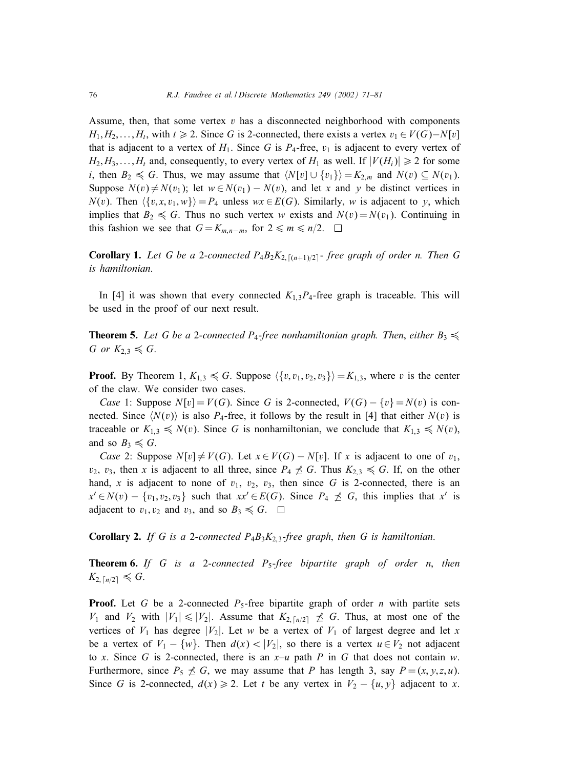Assume, then, that some vertex $v$ has a disconnected neighborhood with components $H_1, H_2, \ldots, H_t$, with $t \geqslant 2$. Since $G$ is 2-connected, there exists a vertex $v_1 \in V(G) - N[v]$ that is adjacent to a vertex of $H_1$. Since $G$ is $P_4$-free, $v_1$ is adjacent to every vertex of $H_2, H_3, \ldots, H_t$ and, consequently, to every vertex of $H_1$ as well. If $|V(H_i)| \geqslant 2$ for some $i$, then $B_2 \preccurlyeq G$. Thus, we may assume that $\langle N[v] \cup \{v_1\} \rangle = K_{2,m}$ and $N(v) \subseteq N(v_1)$. Suppose $N(v) \neq N(v_1)$; let $w \in N(v_1) - N(v)$, and let $x$ and $y$ be distinct vertices in $N(v)$. Then $\langle \{v, x, v_1, w\} \rangle = P_4$ unless $wx \in E(G)$. Similarly, $w$ is adjacent to $y$, which implies that $B_2 \preccurlyeq G$. Thus no such vertex $w$ exists and $N(v) = N(v_1)$. Continuing in this fashion we see that $G = K_{m,n-m}$, for $2 \leqslant m \leqslant n/2$. $\square$

**Corollary 1.** *Let $G$ be a 2-connected $P_4B_2K_{2,\lceil (n+1)/2 \rceil}$- free graph of order $n$. Then $G$ is hamiltonian.*

In [4] it was shown that every connected $K_{1,3}P_4$-free graph is traceable. This will be used in the proof of our next result.

**Theorem 5.** *Let $G$ be a 2-connected $P_4$-free nonhamiltonian graph. Then, either $B_3 \preccurlyeq G$ or $K_{2,3} \preccurlyeq G$.*

**Proof.** By Theorem 1, $K_{1,3} \preccurlyeq G$. Suppose $\langle \{v, v_1, v_2, v_3\} \rangle = K_{1,3}$, where $v$ is the center of the claw. We consider two cases.

*Case* 1: Suppose $N[v] = V(G)$. Since $G$ is 2-connected, $V(G) - \{v\} = N(v)$ is connected. Since $\langle N(v) \rangle$ is also $P_4$-free, it follows by the result in [4] that either $N(v)$ is traceable or $K_{1,3} \preccurlyeq N(v)$. Since $G$ is nonhamiltonian, we conclude that $K_{1,3} \preccurlyeq N(v)$, and so $B_3 \preccurlyeq G$.

*Case* 2: Suppose $N[v] \neq V(G)$. Let $x \in V(G) - N[v]$. If $x$ is adjacent to one of $v_1$, $v_2$, $v_3$, then $x$ is adjacent to all three, since $P_4 \not\preccurlyeq G$. Thus $K_{2,3} \preccurlyeq G$. If, on the other hand, $x$ is adjacent to none of $v_1$, $v_2$, $v_3$, then since $G$ is 2-connected, there is an $x' \in N(v) - \{v_1, v_2, v_3\}$ such that $xx' \in E(G)$. Since $P_4 \not\preccurlyeq G$, this implies that $x'$ is adjacent to $v_1, v_2$ and $v_3$, and so $B_3 \preccurlyeq G$. $\square$

**Corollary 2.** *If $G$ is a 2-connected $P_4B_3K_{2,3}$-free graph, then $G$ is hamiltonian.*

**Theorem 6.** *If $G$ is a 2-connected $P_5$-free bipartite graph of order $n$, then $K_{2,\lceil n/2 \rceil} \preccurlyeq G$.*

**Proof.** Let $G$ be a 2-connected $P_5$-free bipartite graph of order $n$ with partite sets $V_1$ and $V_2$ with $|V_1| \leqslant |V_2|$. Assume that $K_{2,\lceil n/2 \rceil} \not\preccurlyeq G$. Thus, at most one of the vertices of $V_1$ has degree $|V_2|$. Let $w$ be a vertex of $V_1$ of largest degree and let $x$ be a vertex of $V_1 - \{w\}$. Then $d(x) < |V_2|$, so there is a vertex $u \in V_2$ not adjacent to $x$. Since $G$ is 2-connected, there is an $x$–$u$ path $P$ in $G$ that does not contain $w$. Furthermore, since $P_5 \not\preccurlyeq G$, we may assume that $P$ has length 3, say $P = (x, y, z, u)$. Since $G$ is 2-connected, $d(x) \geqslant 2$. Let $t$ be any vertex in $V_2 - \{u, y\}$ adjacent to $x$.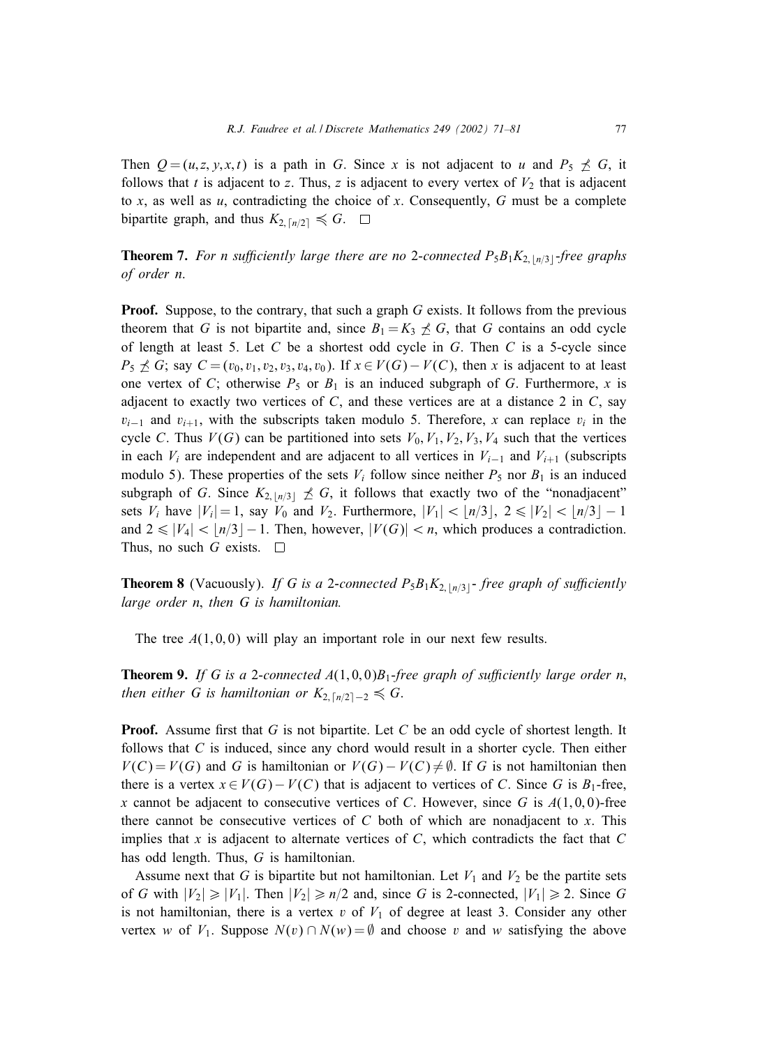Then $Q = (u, z, y, x, t)$ is a path in $G$. Since $x$ is not adjacent to $u$ and $P_5 \not\preccurlyeq G$, it follows that $t$ is adjacent to $z$. Thus, $z$ is adjacent to every vertex of $V_2$ that is adjacent to $x$, as well as $u$, contradicting the choice of $x$. Consequently, $G$ must be a complete bipartite graph, and thus $K_{2,\lceil n/2 \rceil} \preccurlyeq G$. □

**Theorem 7.** *For $n$ sufficiently large there are no 2-connected $P_5B_1K_{2,\lfloor n/3 \rfloor}$-free graphs of order $n$.*

**Proof.** Suppose, to the contrary, that such a graph $G$ exists. It follows from the previous theorem that $G$ is not bipartite and, since $B_1 = K_3 \not\preccurlyeq G$, that $G$ contains an odd cycle of length at least 5. Let $C$ be a shortest odd cycle in $G$. Then $C$ is a 5-cycle since $P_5 \not\preccurlyeq G$; say $C = (v_0, v_1, v_2, v_3, v_4, v_0)$. If $x \in V(G) - V(C)$, then $x$ is adjacent to at least one vertex of $C$; otherwise $P_5$ or $B_1$ is an induced subgraph of $G$. Furthermore, $x$ is adjacent to exactly two vertices of $C$, and these vertices are at a distance 2 in $C$, say $v_{i-1}$ and $v_{i+1}$, with the subscripts taken modulo 5. Therefore, $x$ can replace $v_i$ in the cycle $C$. Thus $V(G)$ can be partitioned into sets $V_0, V_1, V_2, V_3, V_4$ such that the vertices in each $V_i$ are independent and are adjacent to all vertices in $V_{i-1}$ and $V_{i+1}$ (subscripts modulo 5). These properties of the sets $V_i$ follow since neither $P_5$ nor $B_1$ is an induced subgraph of $G$. Since $K_{2,\lfloor n/3 \rfloor} \not\preccurlyeq G$, it follows that exactly two of the "nonadjacent" sets $V_i$ have $|V_i| = 1$, say $V_0$ and $V_2$. Furthermore, $|V_1| < \lfloor n/3 \rfloor$, $2 \leqslant |V_2| < \lfloor n/3 \rfloor - 1$ and $2 \leqslant |V_4| < \lfloor n/3 \rfloor - 1$. Then, however, $|V(G)| < n$, which produces a contradiction. Thus, no such $G$ exists. □

**Theorem 8** (Vacuously). *If $G$ is a 2-connected $P_5B_1K_{2,\lfloor n/3 \rfloor}$- free graph of sufficiently large order $n$, then $G$ is hamiltonian.*

The tree $A(1, 0, 0)$ will play an important role in our next few results.

**Theorem 9.** *If $G$ is a 2-connected $A(1, 0, 0)B_1$-free graph of sufficiently large order $n$, then either $G$ is hamiltonian or $K_{2,\lceil n/2 \rceil - 2} \preccurlyeq G$.*

**Proof.** Assume first that $G$ is not bipartite. Let $C$ be an odd cycle of shortest length. It follows that $C$ is induced, since any chord would result in a shorter cycle. Then either $V(C) = V(G)$ and $G$ is hamiltonian or $V(G) - V(C) \neq \emptyset$. If $G$ is not hamiltonian then there is a vertex $x \in V(G) - V(C)$ that is adjacent to vertices of $C$. Since $G$ is $B_1$-free, $x$ cannot be adjacent to consecutive vertices of $C$. However, since $G$ is $A(1, 0, 0)$-free there cannot be consecutive vertices of $C$ both of which are nonadjacent to $x$. This implies that $x$ is adjacent to alternate vertices of $C$, which contradicts the fact that $C$ has odd length. Thus, $G$ is hamiltonian.

Assume next that $G$ is bipartite but not hamiltonian. Let $V_1$ and $V_2$ be the partite sets of $G$ with $|V_2| \geqslant |V_1|$. Then $|V_2| \geqslant n/2$ and, since $G$ is 2-connected, $|V_1| \geqslant 2$. Since $G$ is not hamiltonian, there is a vertex $v$ of $V_1$ of degree at least 3. Consider any other vertex $w$ of $V_1$. Suppose $N(v) \cap N(w) = \emptyset$ and choose $v$ and $w$ satisfying the above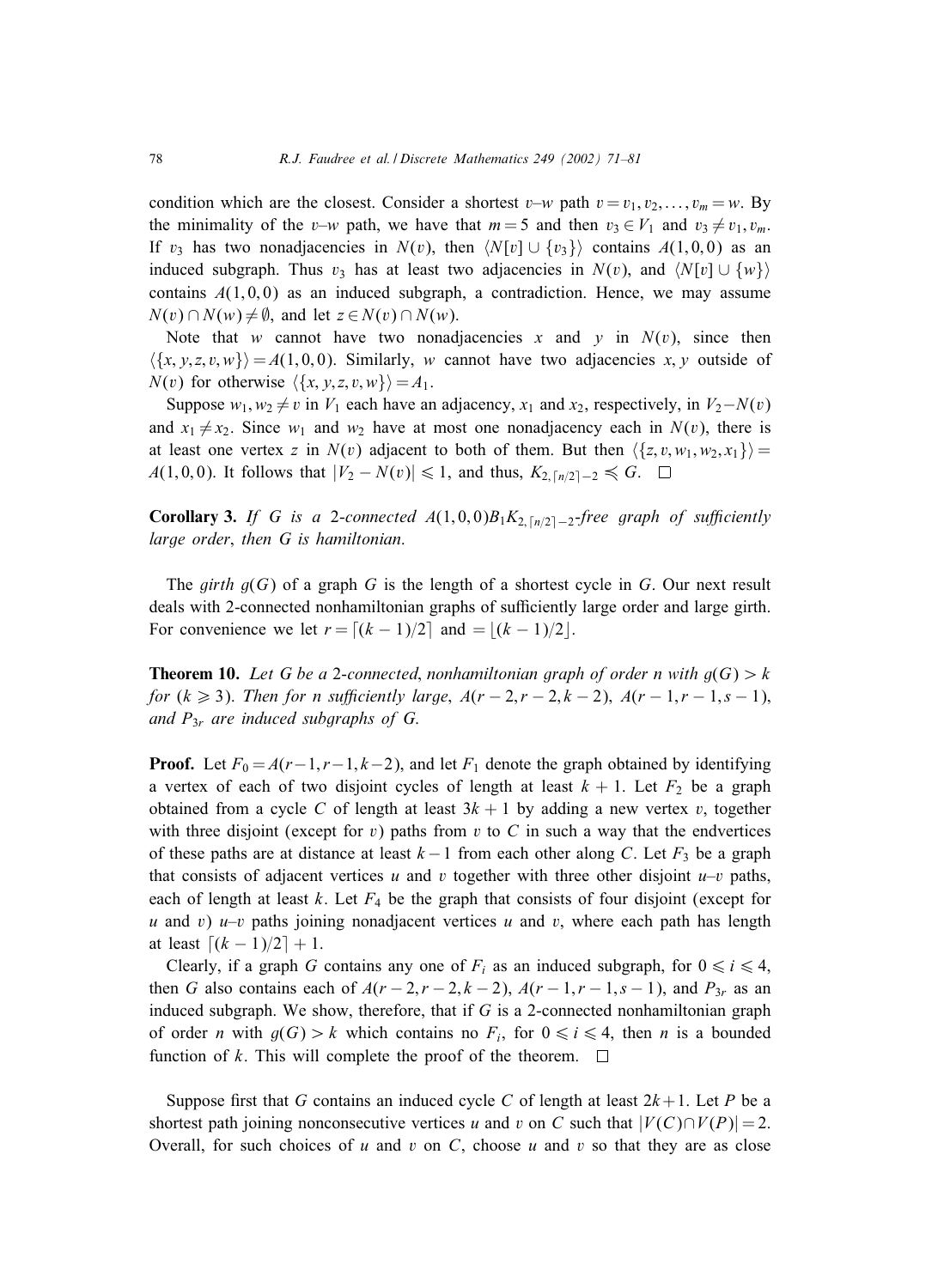condition which are the closest. Consider a shortest $v$–$w$ path $v = v_1, v_2, \dots, v_m = w$. By the minimality of the $v$–$w$ path, we have that $m = 5$ and then $v_3 \in V_1$ and $v_3 \neq v_1, v_m$. If $v_3$ has two nonadjacencies in $N(v)$, then $\langle N[v] \cup \{v_3\}\rangle$ contains $A(1,0,0)$ as an induced subgraph. Thus $v_3$ has at least two adjacencies in $N(v)$, and $\langle N[v] \cup \{w\}\rangle$ contains $A(1,0,0)$ as an induced subgraph, a contradiction. Hence, we may assume $N(v) \cap N(w) \neq \emptyset$, and let $z \in N(v) \cap N(w)$.

Note that $w$ cannot have two nonadjacencies $x$ and $y$ in $N(v)$, since then $\langle \{x, y, z, v, w\}\rangle = A(1,0,0)$. Similarly, $w$ cannot have two adjacencies $x, y$ outside of $N(v)$ for otherwise $\langle \{x, y, z, v, w\}\rangle = A_1$.

Suppose $w_1, w_2 \neq v$ in $V_1$ each have an adjacency, $x_1$ and $x_2$, respectively, in $V_2 - N(v)$ and $x_1 \neq x_2$. Since $w_1$ and $w_2$ have at most one nonadjacency each in $N(v)$, there is at least one vertex $z$ in $N(v)$ adjacent to both of them. But then $\langle \{z, v, w_1, w_2, x_1\}\rangle = A(1,0,0)$. It follows that $|V_2 - N(v)| \leqslant 1$, and thus, $K_{2,\lceil n/2\rceil - 2} \preccurlyeq G$. $\square$

**Corollary 3.** *If $G$ is a 2-connected $A(1,0,0)B_1K_{2,\lceil n/2\rceil-2}$-free graph of sufficiently large order, then $G$ is hamiltonian.*

The *girth* $g(G)$ of a graph $G$ is the length of a shortest cycle in $G$. Our next result deals with 2-connected nonhamiltonian graphs of sufficiently large order and large girth. For convenience we let $r = \lceil (k-1)/2\rceil$ and $= \lfloor (k-1)/2\rfloor$.

**Theorem 10.** *Let $G$ be a 2-connected, nonhamiltonian graph of order $n$ with $g(G) > k$ for ($k \geqslant 3$). Then for $n$ sufficiently large, $A(r-2, r-2, k-2)$, $A(r-1, r-1, s-1)$, and $P_{3r}$ are induced subgraphs of $G$.*

**Proof.** Let $F_0 = A(r-1, r-1, k-2)$, and let $F_1$ denote the graph obtained by identifying a vertex of each of two disjoint cycles of length at least $k+1$. Let $F_2$ be a graph obtained from a cycle $C$ of length at least $3k+1$ by adding a new vertex $v$, together with three disjoint (except for $v$) paths from $v$ to $C$ in such a way that the endvertices of these paths are at distance at least $k-1$ from each other along $C$. Let $F_3$ be a graph that consists of adjacent vertices $u$ and $v$ together with three other disjoint $u$–$v$ paths, each of length at least $k$. Let $F_4$ be the graph that consists of four disjoint (except for $u$ and $v$) $u$–$v$ paths joining nonadjacent vertices $u$ and $v$, where each path has length at least $\lceil (k-1)/2\rceil + 1$.

Clearly, if a graph $G$ contains any one of $F_i$ as an induced subgraph, for $0 \leqslant i \leqslant 4$, then $G$ also contains each of $A(r-2, r-2, k-2)$, $A(r-1, r-1, s-1)$, and $P_{3r}$ as an induced subgraph. We show, therefore, that if $G$ is a 2-connected nonhamiltonian graph of order $n$ with $g(G) > k$ which contains no $F_i$, for $0 \leqslant i \leqslant 4$, then $n$ is a bounded function of $k$. This will complete the proof of the theorem. $\square$

Suppose first that $G$ contains an induced cycle $C$ of length at least $2k+1$. Let $P$ be a shortest path joining nonconsecutive vertices $u$ and $v$ on $C$ such that $|V(C) \cap V(P)| = 2$. Overall, for such choices of $u$ and $v$ on $C$, choose $u$ and $v$ so that they are as close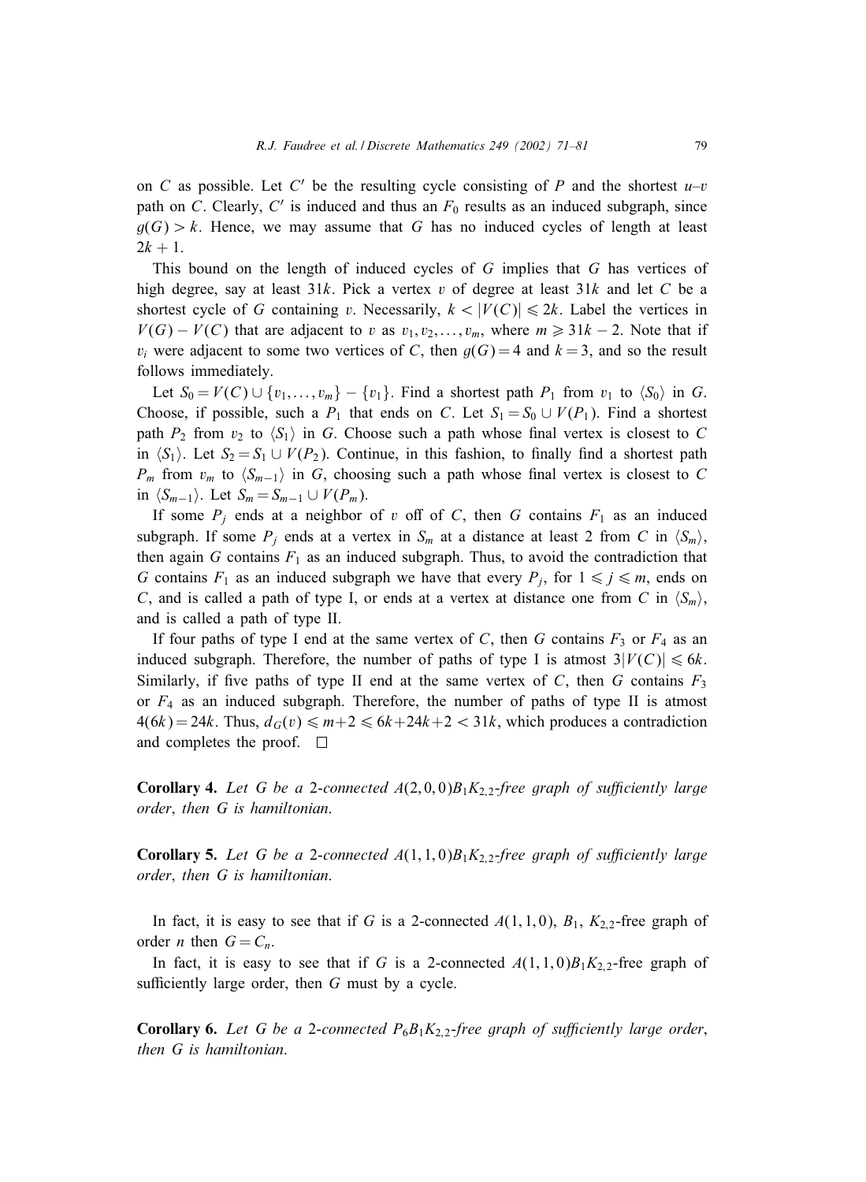on $C$ as possible. Let $C'$ be the resulting cycle consisting of $P$ and the shortest $u$–$v$ path on $C$. Clearly, $C'$ is induced and thus an $F_0$ results as an induced subgraph, since $g(G) > k$. Hence, we may assume that $G$ has no induced cycles of length at least $2k + 1$.

This bound on the length of induced cycles of $G$ implies that $G$ has vertices of high degree, say at least $31k$. Pick a vertex $v$ of degree at least $31k$ and let $C$ be a shortest cycle of $G$ containing $v$. Necessarily, $k < |V(C)| \leqslant 2k$. Label the vertices in $V(G) - V(C)$ that are adjacent to $v$ as $v_1, v_2, \ldots, v_m$, where $m \geqslant 31k - 2$. Note that if $v_i$ were adjacent to some two vertices of $C$, then $g(G) = 4$ and $k = 3$, and so the result follows immediately.

Let $S_0 = V(C) \cup \{v_1, \ldots, v_m\} - \{v_1\}$. Find a shortest path $P_1$ from $v_1$ to $\langle S_0 \rangle$ in $G$. Choose, if possible, such a $P_1$ that ends on $C$. Let $S_1 = S_0 \cup V(P_1)$. Find a shortest path $P_2$ from $v_2$ to $\langle S_1 \rangle$ in $G$. Choose such a path whose final vertex is closest to $C$ in $\langle S_1 \rangle$. Let $S_2 = S_1 \cup V(P_2)$. Continue, in this fashion, to finally find a shortest path $P_m$ from $v_m$ to $\langle S_{m-1} \rangle$ in $G$, choosing such a path whose final vertex is closest to $C$ in $\langle S_{m-1} \rangle$. Let $S_m = S_{m-1} \cup V(P_m)$.

If some $P_j$ ends at a neighbor of $v$ off of $C$, then $G$ contains $F_1$ as an induced subgraph. If some $P_j$ ends at a vertex in $S_m$ at a distance at least 2 from $C$ in $\langle S_m \rangle$, then again $G$ contains $F_1$ as an induced subgraph. Thus, to avoid the contradiction that $G$ contains $F_1$ as an induced subgraph we have that every $P_j$, for $1 \leqslant j \leqslant m$, ends on $C$, and is called a path of type I, or ends at a vertex at distance one from $C$ in $\langle S_m \rangle$, and is called a path of type II.

If four paths of type I end at the same vertex of $C$, then $G$ contains $F_3$ or $F_4$ as an induced subgraph. Therefore, the number of paths of type I is atmost $3|V(C)| \leqslant 6k$. Similarly, if five paths of type II end at the same vertex of $C$, then $G$ contains $F_3$ or $F_4$ as an induced subgraph. Therefore, the number of paths of type II is atmost $4(6k) = 24k$. Thus, $d_G(v) \leqslant m+2 \leqslant 6k+24k+2 < 31k$, which produces a contradiction and completes the proof. $\square$

**Corollary 4.** *Let $G$ be a 2-connected $A(2,0,0)B_1K_{2,2}$-free graph of sufficiently large order, then $G$ is hamiltonian.*

**Corollary 5.** *Let $G$ be a 2-connected $A(1,1,0)B_1K_{2,2}$-free graph of sufficiently large order, then $G$ is hamiltonian.*

In fact, it is easy to see that if $G$ is a 2-connected $A(1,1,0)$, $B_1$, $K_{2,2}$-free graph of order $n$ then $G = C_n$.

In fact, it is easy to see that if $G$ is a 2-connected $A(1,1,0)B_1K_{2,2}$-free graph of sufficiently large order, then $G$ must by a cycle.

**Corollary 6.** *Let $G$ be a 2-connected $P_6B_1K_{2,2}$-free graph of sufficiently large order, then $G$ is hamiltonian.*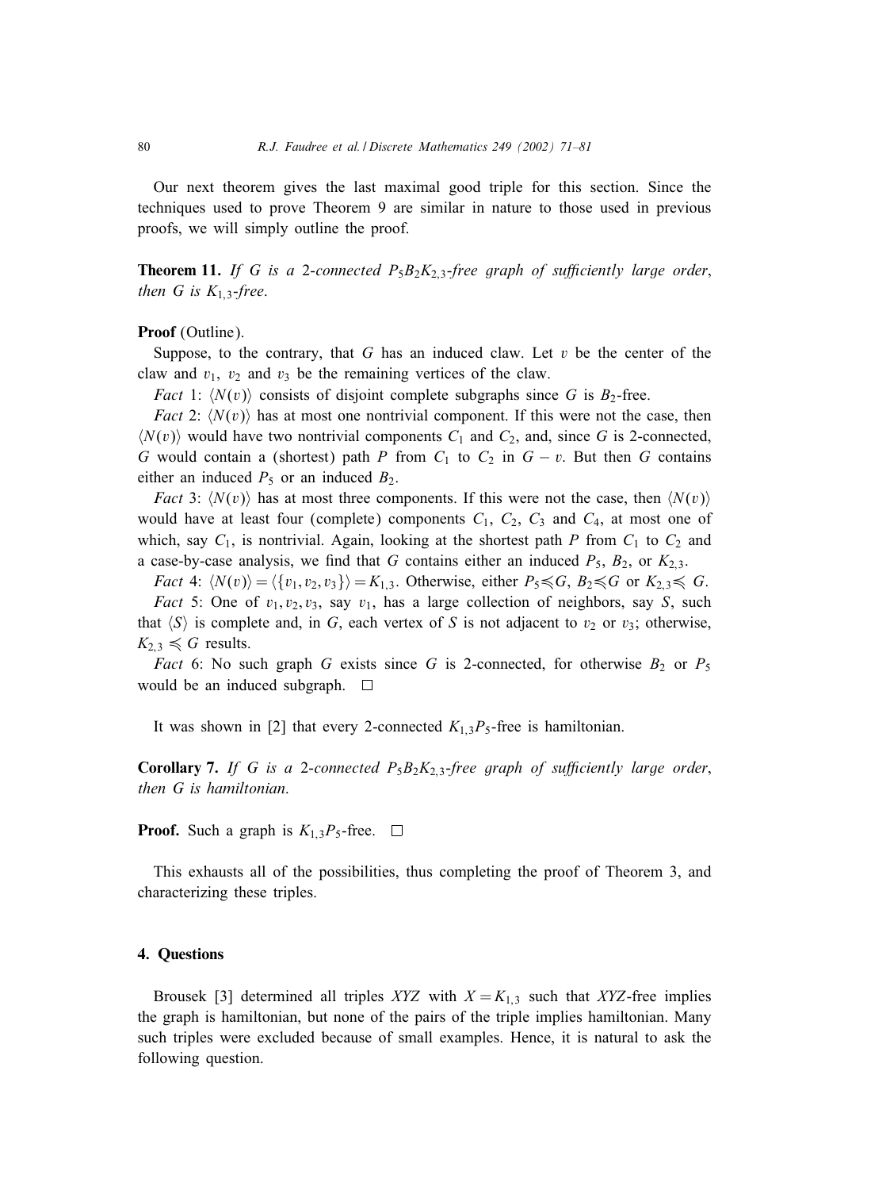Our next theorem gives the last maximal good triple for this section. Since the techniques used to prove Theorem 9 are similar in nature to those used in previous proofs, we will simply outline the proof.

**Theorem 11.** *If $G$ is a 2-connected $P_5B_2K_{2,3}$-free graph of sufficiently large order, then $G$ is $K_{1,3}$-free.*

**Proof** (Outline).

Suppose, to the contrary, that $G$ has an induced claw. Let $v$ be the center of the claw and $v_1$, $v_2$ and $v_3$ be the remaining vertices of the claw.

*Fact* 1: $\langle N(v) \rangle$ consists of disjoint complete subgraphs since $G$ is $B_2$-free.

*Fact* 2: $\langle N(v) \rangle$ has at most one nontrivial component. If this were not the case, then $\langle N(v) \rangle$ would have two nontrivial components $C_1$ and $C_2$, and, since $G$ is 2-connected, $G$ would contain a (shortest) path $P$ from $C_1$ to $C_2$ in $G - v$. But then $G$ contains either an induced $P_5$ or an induced $B_2$.

*Fact* 3: $\langle N(v) \rangle$ has at most three components. If this were not the case, then $\langle N(v) \rangle$ would have at least four (complete) components $C_1$, $C_2$, $C_3$ and $C_4$, at most one of which, say $C_1$, is nontrivial. Again, looking at the shortest path $P$ from $C_1$ to $C_2$ and a case-by-case analysis, we find that $G$ contains either an induced $P_5$, $B_2$, or $K_{2,3}$.

*Fact* 4: $\langle N(v) \rangle = \langle \{v_1, v_2, v_3\} \rangle = K_{1,3}$. Otherwise, either $P_5 \preccurlyeq G$, $B_2 \preccurlyeq G$ or $K_{2,3} \preccurlyeq G$.

*Fact* 5: One of $v_1, v_2, v_3$, say $v_1$, has a large collection of neighbors, say $S$, such that $\langle S \rangle$ is complete and, in $G$, each vertex of $S$ is not adjacent to $v_2$ or $v_3$; otherwise, $K_{2,3} \preccurlyeq G$ results.

*Fact* 6: No such graph $G$ exists since $G$ is 2-connected, for otherwise $B_2$ or $P_5$ would be an induced subgraph. □

It was shown in [2] that every 2-connected $K_{1,3}P_5$-free is hamiltonian.

**Corollary 7.** *If $G$ is a 2-connected $P_5B_2K_{2,3}$-free graph of sufficiently large order, then $G$ is hamiltonian.*

**Proof.** Such a graph is $K_{1,3}P_5$-free. □

This exhausts all of the possibilities, thus completing the proof of Theorem 3, and characterizing these triples.

## 4. Questions

Brousek [3] determined all triples $XYZ$ with $X = K_{1,3}$ such that $XYZ$-free implies the graph is hamiltonian, but none of the pairs of the triple implies hamiltonian. Many such triples were excluded because of small examples. Hence, it is natural to ask the following question.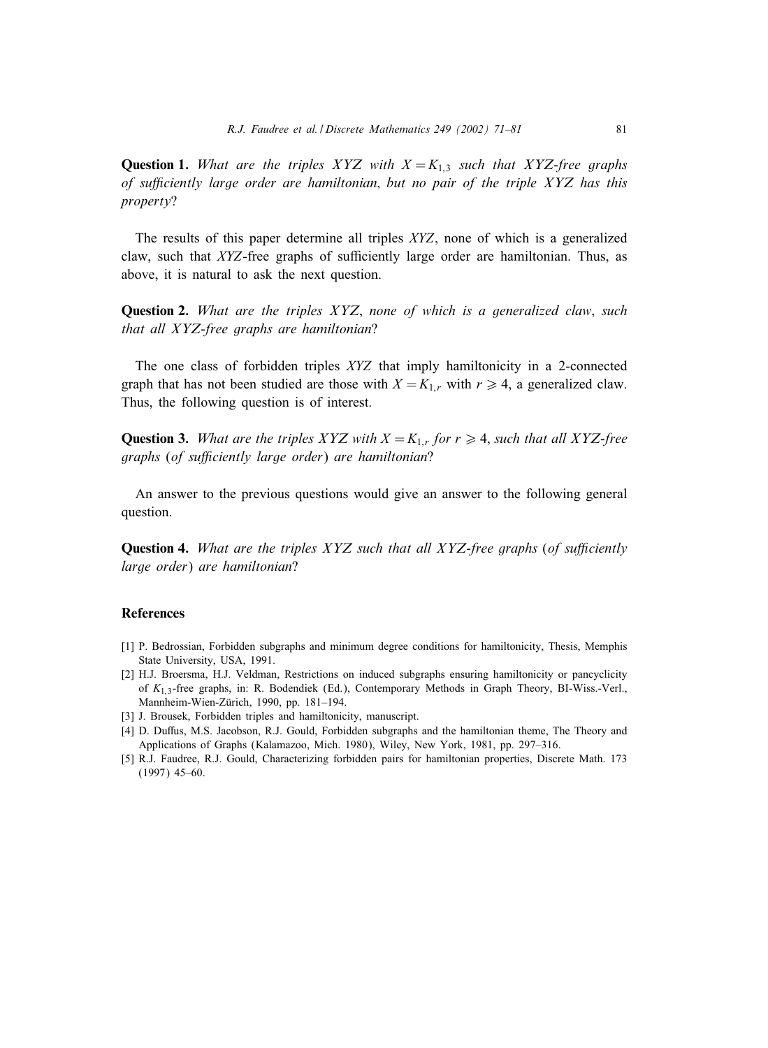**Question 1.** *What are the triples $XYZ$ with $X = K_{1,3}$ such that $XYZ$-free graphs of sufficiently large order are hamiltonian, but no pair of the triple $XYZ$ has this property?*

The results of this paper determine all triples $XYZ$, none of which is a generalized claw, such that $XYZ$-free graphs of sufficiently large order are hamiltonian. Thus, as above, it is natural to ask the next question.

**Question 2.** *What are the triples $XYZ$, none of which is a generalized claw, such that all $XYZ$-free graphs are hamiltonian?*

The one class of forbidden triples $XYZ$ that imply hamiltonicity in a 2-connected graph that has not been studied are those with $X = K_{1,r}$ with $r \geqslant 4$, a generalized claw. Thus, the following question is of interest.

**Question 3.** *What are the triples $XYZ$ with $X = K_{1,r}$ for $r \geqslant 4$, such that all $XYZ$-free graphs (of sufficiently large order) are hamiltonian?*

An answer to the previous questions would give an answer to the following general question.

**Question 4.** *What are the triples $XYZ$ such that all $XYZ$-free graphs (of sufficiently large order) are hamiltonian?*

## References

[1] P. Bedrossian, Forbidden subgraphs and minimum degree conditions for hamiltonicity, Thesis, Memphis State University, USA, 1991.

[2] H.J. Broersma, H.J. Veldman, Restrictions on induced subgraphs ensuring hamiltonicity or pancyclicity of $K_{1,3}$-free graphs, in: R. Bodendiek (Ed.), Contemporary Methods in Graph Theory, BI-Wiss.-Verl., Mannheim-Wien-Zürich, 1990, pp. 181–194.

[3] J. Brousek, Forbidden triples and hamiltonicity, manuscript.

[4] D. Duffus, M.S. Jacobson, R.J. Gould, Forbidden subgraphs and the hamiltonian theme, The Theory and Applications of Graphs (Kalamazoo, Mich. 1980), Wiley, New York, 1981, pp. 297–316.

[5] R.J. Faudree, R.J. Gould, Characterizing forbidden pairs for hamiltonian properties, Discrete Math. 173 (1997) 45–60.